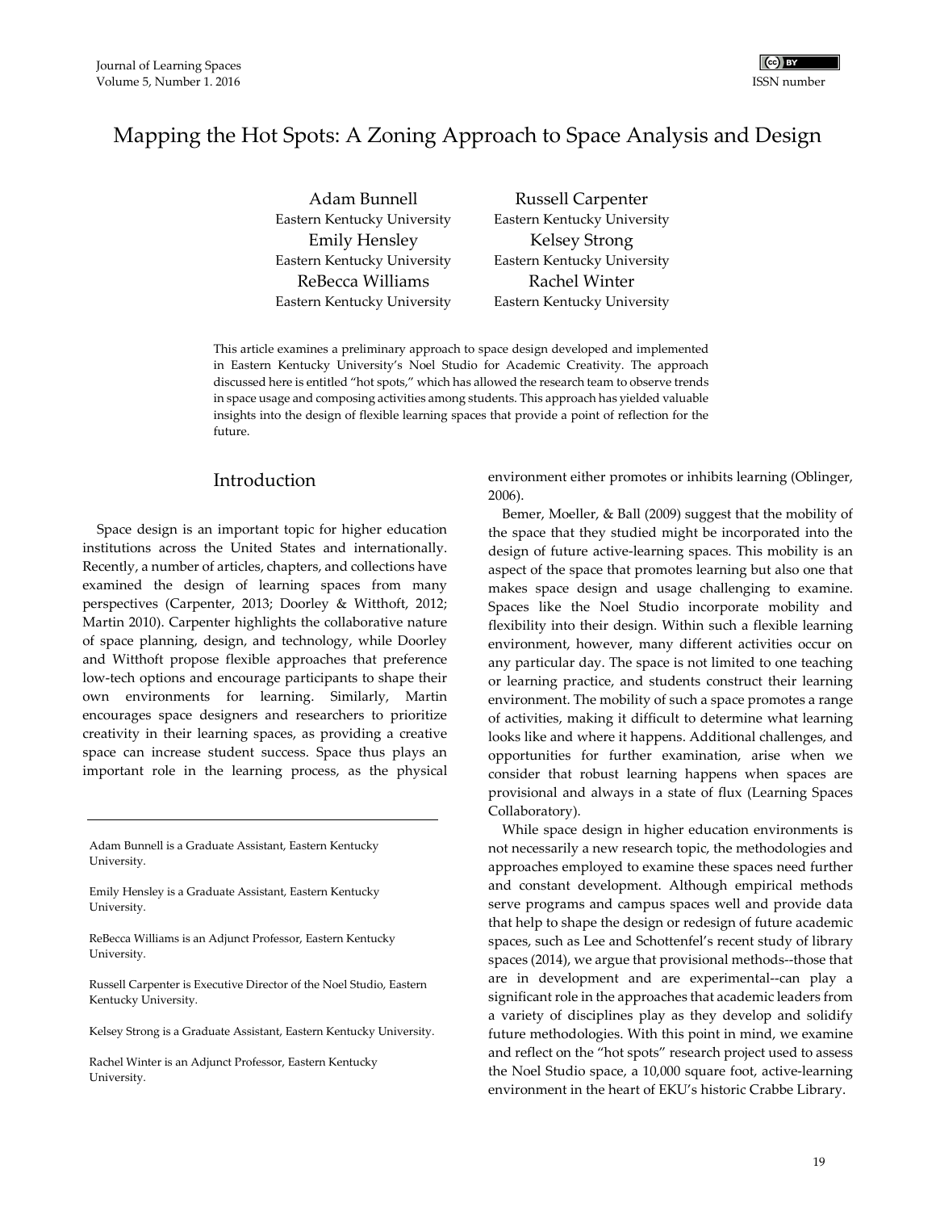# Mapping the Hot Spots: A Zoning Approach to Space Analysis and Design

Adam Bunnell
Eastern Kentucky University

Russell Carpenter
Eastern Kentucky University

Emily Hensley
Eastern Kentucky University

Kelsey Strong
Eastern Kentucky University

ReBecca Williams
Eastern Kentucky University

Rachel Winter
Eastern Kentucky University

This article examines a preliminary approach to space design developed and implemented in Eastern Kentucky University's Noel Studio for Academic Creativity. The approach discussed here is entitled "hot spots," which has allowed the research team to observe trends in space usage and composing activities among students. This approach has yielded valuable insights into the design of flexible learning spaces that provide a point of reflection for the future.

## Introduction

Space design is an important topic for higher education institutions across the United States and internationally. Recently, a number of articles, chapters, and collections have examined the design of learning spaces from many perspectives (Carpenter, 2013; Doorley & Witthoft, 2012; Martin 2010). Carpenter highlights the collaborative nature of space planning, design, and technology, while Doorley and Witthoft propose flexible approaches that preference low-tech options and encourage participants to shape their own environments for learning. Similarly, Martin encourages space designers and researchers to prioritize creativity in their learning spaces, as providing a creative space can increase student success. Space thus plays an important role in the learning process, as the physical environment either promotes or inhibits learning (Oblinger, 2006).

Bemer, Moeller, & Ball (2009) suggest that the mobility of the space that they studied might be incorporated into the design of future active-learning spaces. This mobility is an aspect of the space that promotes learning but also one that makes space design and usage challenging to examine. Spaces like the Noel Studio incorporate mobility and flexibility into their design. Within such a flexible learning environment, however, many different activities occur on any particular day. The space is not limited to one teaching or learning practice, and students construct their learning environment. The mobility of such a space promotes a range of activities, making it difficult to determine what learning looks like and where it happens. Additional challenges, and opportunities for further examination, arise when we consider that robust learning happens when spaces are provisional and always in a state of flux (Learning Spaces Collaboratory).

While space design in higher education environments is not necessarily a new research topic, the methodologies and approaches employed to examine these spaces need further and constant development. Although empirical methods serve programs and campus spaces well and provide data that help to shape the design or redesign of future academic spaces, such as Lee and Schottenfel's recent study of library spaces (2014), we argue that provisional methods--those that are in development and are experimental--can play a significant role in the approaches that academic leaders from a variety of disciplines play as they develop and solidify future methodologies. With this point in mind, we examine and reflect on the "hot spots" research project used to assess the Noel Studio space, a 10,000 square foot, active-learning environment in the heart of EKU's historic Crabbe Library.

---

Adam Bunnell is a Graduate Assistant, Eastern Kentucky University.

Emily Hensley is a Graduate Assistant, Eastern Kentucky University.

ReBecca Williams is an Adjunct Professor, Eastern Kentucky University.

Russell Carpenter is Executive Director of the Noel Studio, Eastern Kentucky University.

Kelsey Strong is a Graduate Assistant, Eastern Kentucky University.

Rachel Winter is an Adjunct Professor, Eastern Kentucky University.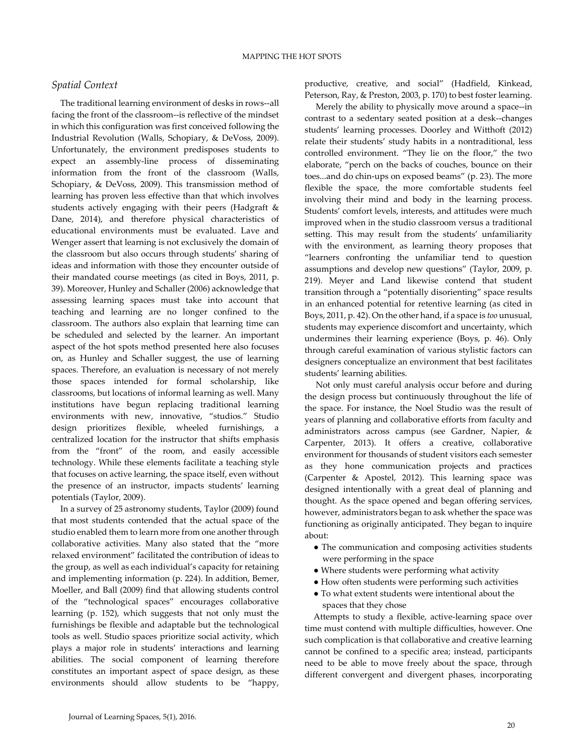### *Spatial Context*

The traditional learning environment of desks in rows--all facing the front of the classroom--is reflective of the mindset in which this configuration was first conceived following the Industrial Revolution (Walls, Schopiary, & DeVoss, 2009). Unfortunately, the environment predisposes students to expect an assembly-line process of disseminating information from the front of the classroom (Walls, Schopiary, & DeVoss, 2009). This transmission method of learning has proven less effective than that which involves students actively engaging with their peers (Hadgraft & Dane, 2014), and therefore physical characteristics of educational environments must be evaluated. Lave and Wenger assert that learning is not exclusively the domain of the classroom but also occurs through students' sharing of ideas and information with those they encounter outside of their mandated course meetings (as cited in Boys, 2011, p. 39). Moreover, Hunley and Schaller (2006) acknowledge that assessing learning spaces must take into account that teaching and learning are no longer confined to the classroom. The authors also explain that learning time can be scheduled and selected by the learner. An important aspect of the hot spots method presented here also focuses on, as Hunley and Schaller suggest, the use of learning spaces. Therefore, an evaluation is necessary of not merely those spaces intended for formal scholarship, like classrooms, but locations of informal learning as well. Many institutions have begun replacing traditional learning environments with new, innovative, "studios." Studio design prioritizes flexible, wheeled furnishings, a centralized location for the instructor that shifts emphasis from the "front" of the room, and easily accessible technology. While these elements facilitate a teaching style that focuses on active learning, the space itself, even without the presence of an instructor, impacts students' learning potentials (Taylor, 2009).

In a survey of 25 astronomy students, Taylor (2009) found that most students contended that the actual space of the studio enabled them to learn more from one another through collaborative activities. Many also stated that the "more relaxed environment" facilitated the contribution of ideas to the group, as well as each individual's capacity for retaining and implementing information (p. 224). In addition, Bemer, Moeller, and Ball (2009) find that allowing students control of the "technological spaces" encourages collaborative learning (p. 152), which suggests that not only must the furnishings be flexible and adaptable but the technological tools as well. Studio spaces prioritize social activity, which plays a major role in students' interactions and learning abilities. The social component of learning therefore constitutes an important aspect of space design, as these environments should allow students to be "happy, productive, creative, and social" (Hadfield, Kinkead, Peterson, Ray, & Preston, 2003, p. 170) to best foster learning.

Merely the ability to physically move around a space--in contrast to a sedentary seated position at a desk--changes students' learning processes. Doorley and Witthoft (2012) relate their students' study habits in a nontraditional, less controlled environment. "They lie on the floor," the two elaborate, "perch on the backs of couches, bounce on their toes...and do chin-ups on exposed beams" (p. 23). The more flexible the space, the more comfortable students feel involving their mind and body in the learning process. Students' comfort levels, interests, and attitudes were much improved when in the studio classroom versus a traditional setting. This may result from the students' unfamiliarity with the environment, as learning theory proposes that "learners confronting the unfamiliar tend to question assumptions and develop new questions" (Taylor, 2009, p. 219). Meyer and Land likewise contend that student transition through a "potentially disorienting" space results in an enhanced potential for retentive learning (as cited in Boys, 2011, p. 42). On the other hand, if a space is *too* unusual, students may experience discomfort and uncertainty, which undermines their learning experience (Boys, p. 46). Only through careful examination of various stylistic factors can designers conceptualize an environment that best facilitates students' learning abilities.

Not only must careful analysis occur before and during the design process but continuously throughout the life of the space. For instance, the Noel Studio was the result of years of planning and collaborative efforts from faculty and administrators across campus (see Gardner, Napier, & Carpenter, 2013). It offers a creative, collaborative environment for thousands of student visitors each semester as they hone communication projects and practices (Carpenter & Apostel, 2012). This learning space was designed intentionally with a great deal of planning and thought. As the space opened and began offering services, however, administrators began to ask whether the space was functioning as originally anticipated. They began to inquire about:

- The communication and composing activities students were performing in the space
- Where students were performing what activity
- How often students were performing such activities
- To what extent students were intentional about the spaces that they chose

Attempts to study a flexible, active-learning space over time must contend with multiple difficulties, however. One such complication is that collaborative and creative learning cannot be confined to a specific area; instead, participants need to be able to move freely about the space, through different convergent and divergent phases, incorporating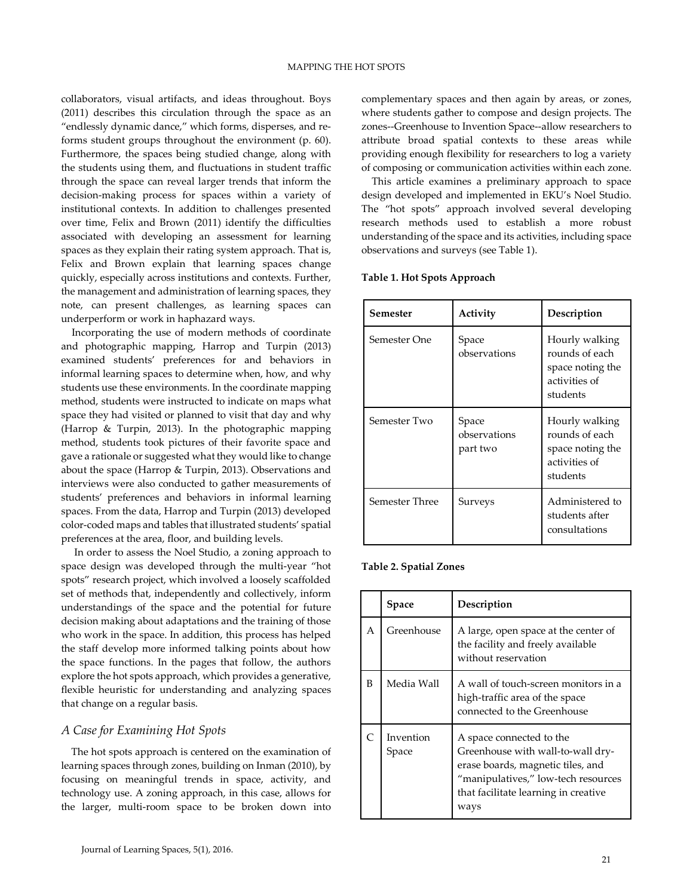collaborators, visual artifacts, and ideas throughout. Boys (2011) describes this circulation through the space as an "endlessly dynamic dance," which forms, disperses, and re-forms student groups throughout the environment (p. 60). Furthermore, the spaces being studied change, along with the students using them, and fluctuations in student traffic through the space can reveal larger trends that inform the decision-making process for spaces within a variety of institutional contexts. In addition to challenges presented over time, Felix and Brown (2011) identify the difficulties associated with developing an assessment for learning spaces as they explain their rating system approach. That is, Felix and Brown explain that learning spaces change quickly, especially across institutions and contexts. Further, the management and administration of learning spaces, they note, can present challenges, as learning spaces can underperform or work in haphazard ways.

Incorporating the use of modern methods of coordinate and photographic mapping, Harrop and Turpin (2013) examined students' preferences for and behaviors in informal learning spaces to determine when, how, and why students use these environments. In the coordinate mapping method, students were instructed to indicate on maps what space they had visited or planned to visit that day and why (Harrop & Turpin, 2013). In the photographic mapping method, students took pictures of their favorite space and gave a rationale or suggested what they would like to change about the space (Harrop & Turpin, 2013). Observations and interviews were also conducted to gather measurements of students' preferences and behaviors in informal learning spaces. From the data, Harrop and Turpin (2013) developed color-coded maps and tables that illustrated students' spatial preferences at the area, floor, and building levels.

In order to assess the Noel Studio, a zoning approach to space design was developed through the multi-year "hot spots" research project, which involved a loosely scaffolded set of methods that, independently and collectively, inform understandings of the space and the potential for future decision making about adaptations and the training of those who work in the space. In addition, this process has helped the staff develop more informed talking points about how the space functions. In the pages that follow, the authors explore the hot spots approach, which provides a generative, flexible heuristic for understanding and analyzing spaces that change on a regular basis.

## *A Case for Examining Hot Spots*

The hot spots approach is centered on the examination of learning spaces through zones, building on Inman (2010), by focusing on meaningful trends in space, activity, and technology use. A zoning approach, in this case, allows for the larger, multi-room space to be broken down into complementary spaces and then again by areas, or zones, where students gather to compose and design projects. The zones--Greenhouse to Invention Space--allow researchers to attribute broad spatial contexts to these areas while providing enough flexibility for researchers to log a variety of composing or communication activities within each zone.

This article examines a preliminary approach to space design developed and implemented in EKU's Noel Studio. The "hot spots" approach involved several developing research methods used to establish a more robust understanding of the space and its activities, including space observations and surveys (see Table 1).

**Table 1. Hot Spots Approach**

| Semester | Activity | Description |
| --- | --- | --- |
| Semester One | Space observations | Hourly walking rounds of each space noting the activities of students |
| Semester Two | Space observations part two | Hourly walking rounds of each space noting the activities of students |
| Semester Three | Surveys | Administered to students after consultations |

**Table 2. Spatial Zones**

| | Space | Description |
| --- | --- | --- |
| A | Greenhouse | A large, open space at the center of the facility and freely available without reservation |
| B | Media Wall | A wall of touch-screen monitors in a high-traffic area of the space connected to the Greenhouse |
| C | Invention Space | A space connected to the Greenhouse with wall-to-wall dry-erase boards, magnetic tiles, and "manipulatives," low-tech resources that facilitate learning in creative ways |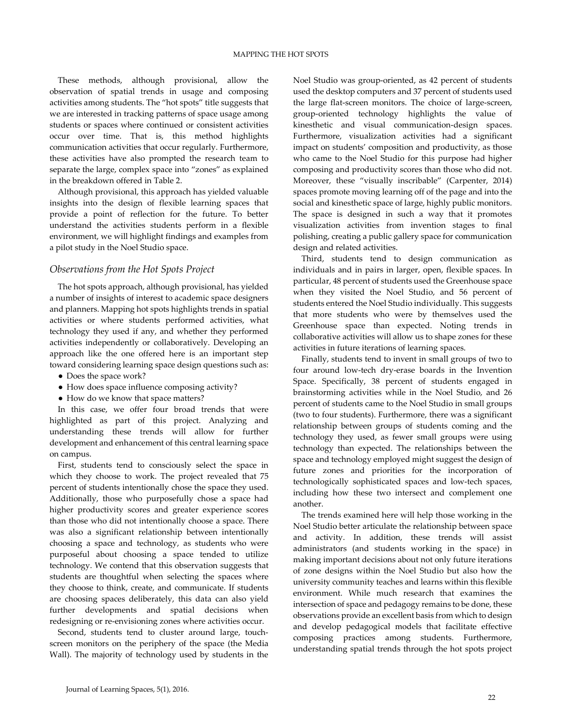These methods, although provisional, allow the observation of spatial trends in usage and composing activities among students. The "hot spots" title suggests that we are interested in tracking patterns of space usage among students or spaces where continued or consistent activities occur over time. That is, this method highlights communication activities that occur regularly. Furthermore, these activities have also prompted the research team to separate the large, complex space into "zones" as explained in the breakdown offered in Table 2.

Although provisional, this approach has yielded valuable insights into the design of flexible learning spaces that provide a point of reflection for the future. To better understand the activities students perform in a flexible environment, we will highlight findings and examples from a pilot study in the Noel Studio space.

## *Observations from the Hot Spots Project*

The hot spots approach, although provisional, has yielded a number of insights of interest to academic space designers and planners. Mapping hot spots highlights trends in spatial activities or where students performed activities, what technology they used if any, and whether they performed activities independently or collaboratively. Developing an approach like the one offered here is an important step toward considering learning space design questions such as:

- Does the space work?
- How does space influence composing activity?
- How do we know that space matters?

In this case, we offer four broad trends that were highlighted as part of this project. Analyzing and understanding these trends will allow for further development and enhancement of this central learning space on campus.

First, students tend to consciously select the space in which they choose to work. The project revealed that 75 percent of students intentionally chose the space they used. Additionally, those who purposefully chose a space had higher productivity scores and greater experience scores than those who did not intentionally choose a space. There was also a significant relationship between intentionally choosing a space and technology, as students who were purposeful about choosing a space tended to utilize technology. We contend that this observation suggests that students are thoughtful when selecting the spaces where they choose to think, create, and communicate. If students are choosing spaces deliberately, this data can also yield further developments and spatial decisions when redesigning or re-envisioning zones where activities occur.

Second, students tend to cluster around large, touch-screen monitors on the periphery of the space (the Media Wall). The majority of technology used by students in the Noel Studio was group-oriented, as 42 percent of students used the desktop computers and 37 percent of students used the large flat-screen monitors. The choice of large-screen, group-oriented technology highlights the value of kinesthetic and visual communication-design spaces. Furthermore, visualization activities had a significant impact on students' composition and productivity, as those who came to the Noel Studio for this purpose had higher composing and productivity scores than those who did not. Moreover, these "visually inscribable" (Carpenter, 2014) spaces promote moving learning off of the page and into the social and kinesthetic space of large, highly public monitors. The space is designed in such a way that it promotes visualization activities from invention stages to final polishing, creating a public gallery space for communication design and related activities.

Third, students tend to design communication as individuals and in pairs in larger, open, flexible spaces. In particular, 48 percent of students used the Greenhouse space when they visited the Noel Studio, and 56 percent of students entered the Noel Studio individually. This suggests that more students who were by themselves used the Greenhouse space than expected. Noting trends in collaborative activities will allow us to shape zones for these activities in future iterations of learning spaces.

Finally, students tend to invent in small groups of two to four around low-tech dry-erase boards in the Invention Space. Specifically, 38 percent of students engaged in brainstorming activities while in the Noel Studio, and 26 percent of students came to the Noel Studio in small groups (two to four students). Furthermore, there was a significant relationship between groups of students coming and the technology they used, as fewer small groups were using technology than expected. The relationships between the space and technology employed might suggest the design of future zones and priorities for the incorporation of technologically sophisticated spaces and low-tech spaces, including how these two intersect and complement one another.

The trends examined here will help those working in the Noel Studio better articulate the relationship between space and activity. In addition, these trends will assist administrators (and students working in the space) in making important decisions about not only future iterations of zone designs within the Noel Studio but also how the university community teaches and learns within this flexible environment. While much research that examines the intersection of space and pedagogy remains to be done, these observations provide an excellent basis from which to design and develop pedagogical models that facilitate effective composing practices among students. Furthermore, understanding spatial trends through the hot spots project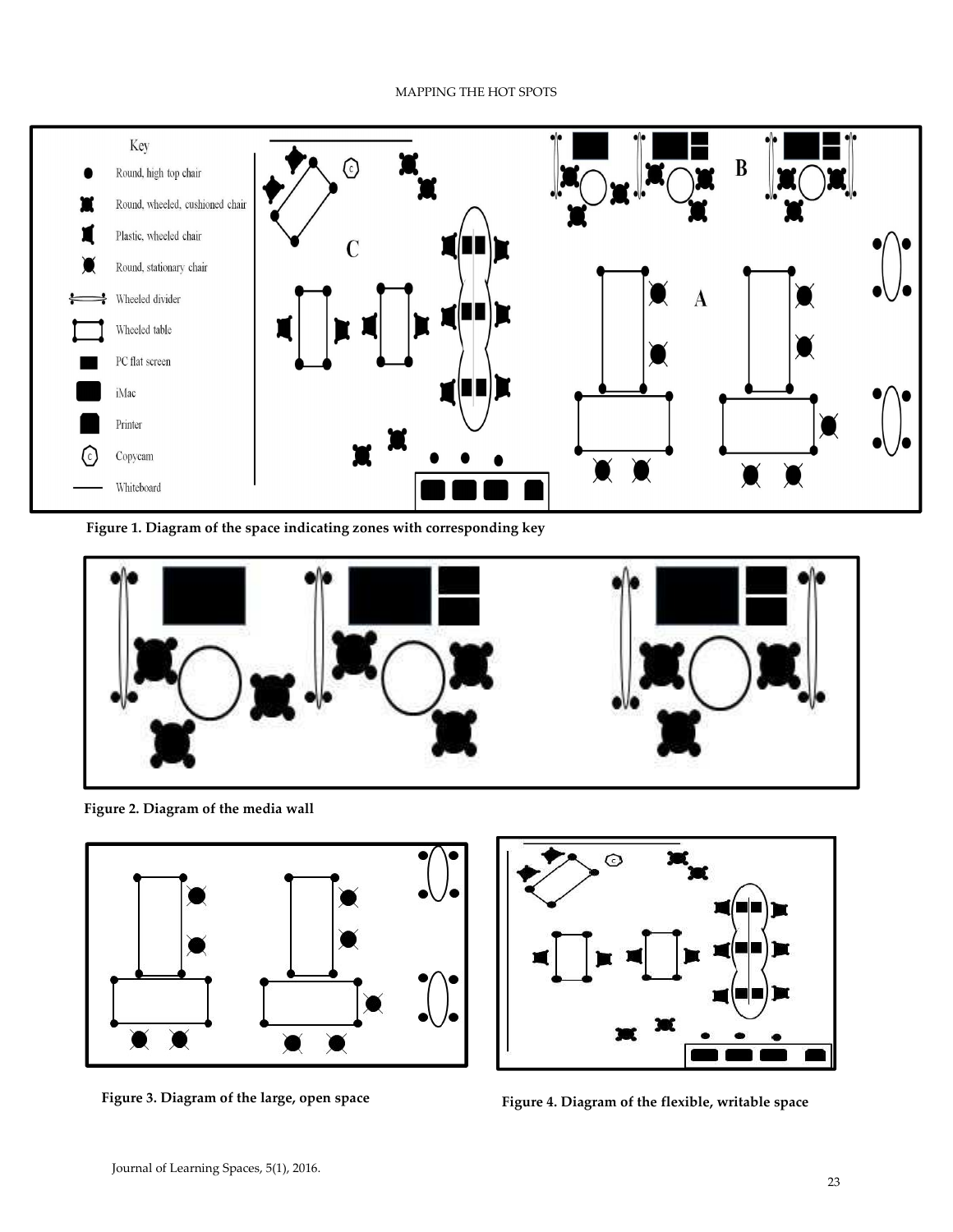Key

- Round, high top chair
- Round, wheeled, cushioned chair
- Plastic, wheeled chair
- Round, stationary chair
- Wheeled divider
- Wheeled table
- PC flat screen
- iMac
- Printer
- Copycam
- Whiteboard

C

B

A

**Figure 1. Diagram of the space indicating zones with corresponding key**

**Figure 2. Diagram of the media wall**

**Figure 3. Diagram of the large, open space**

**Figure 4. Diagram of the flexible, writable space**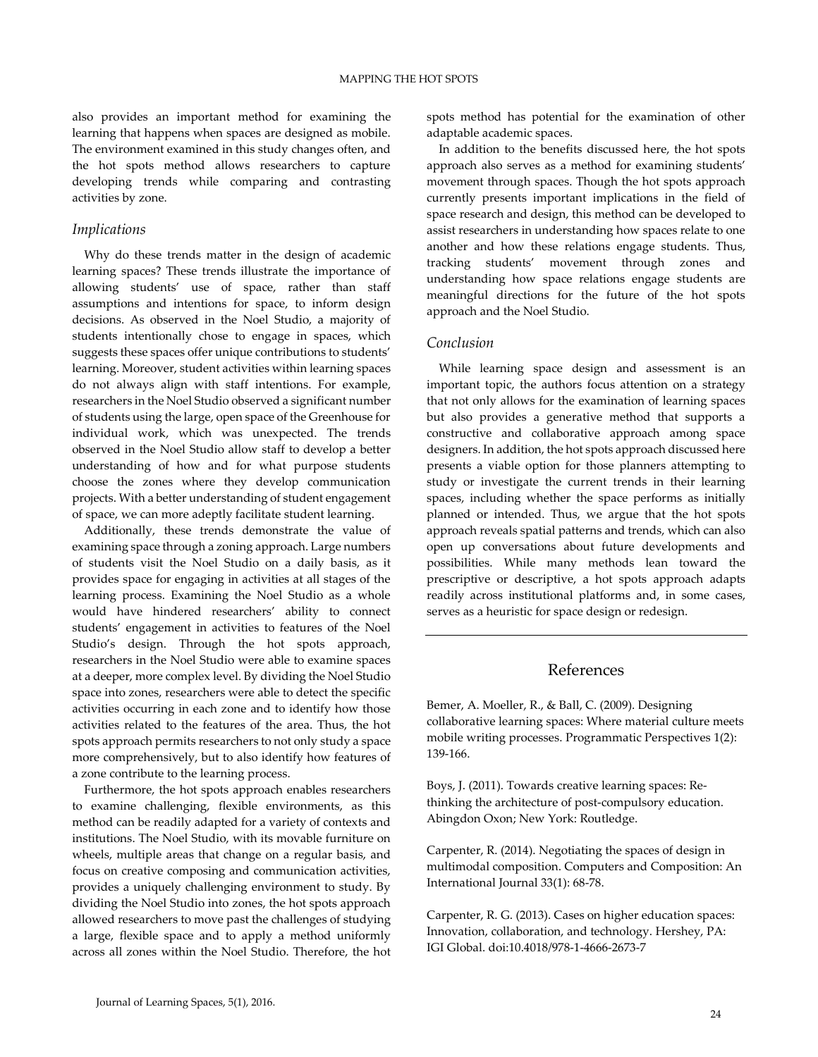also provides an important method for examining the learning that happens when spaces are designed as mobile. The environment examined in this study changes often, and the hot spots method allows researchers to capture developing trends while comparing and contrasting activities by zone.

### *Implications*

Why do these trends matter in the design of academic learning spaces? These trends illustrate the importance of allowing students' use of space, rather than staff assumptions and intentions for space, to inform design decisions. As observed in the Noel Studio, a majority of students intentionally chose to engage in spaces, which suggests these spaces offer unique contributions to students' learning. Moreover, student activities within learning spaces do not always align with staff intentions. For example, researchers in the Noel Studio observed a significant number of students using the large, open space of the Greenhouse for individual work, which was unexpected. The trends observed in the Noel Studio allow staff to develop a better understanding of how and for what purpose students choose the zones where they develop communication projects. With a better understanding of student engagement of space, we can more adeptly facilitate student learning.

Additionally, these trends demonstrate the value of examining space through a zoning approach. Large numbers of students visit the Noel Studio on a daily basis, as it provides space for engaging in activities at all stages of the learning process. Examining the Noel Studio as a whole would have hindered researchers' ability to connect students' engagement in activities to features of the Noel Studio's design. Through the hot spots approach, researchers in the Noel Studio were able to examine spaces at a deeper, more complex level. By dividing the Noel Studio space into zones, researchers were able to detect the specific activities occurring in each zone and to identify how those activities related to the features of the area. Thus, the hot spots approach permits researchers to not only study a space more comprehensively, but to also identify how features of a zone contribute to the learning process.

Furthermore, the hot spots approach enables researchers to examine challenging, flexible environments, as this method can be readily adapted for a variety of contexts and institutions. The Noel Studio, with its movable furniture on wheels, multiple areas that change on a regular basis, and focus on creative composing and communication activities, provides a uniquely challenging environment to study. By dividing the Noel Studio into zones, the hot spots approach allowed researchers to move past the challenges of studying a large, flexible space and to apply a method uniformly across all zones within the Noel Studio. Therefore, the hot spots method has potential for the examination of other adaptable academic spaces.

In addition to the benefits discussed here, the hot spots approach also serves as a method for examining students' movement through spaces. Though the hot spots approach currently presents important implications in the field of space research and design, this method can be developed to assist researchers in understanding how spaces relate to one another and how these relations engage students. Thus, tracking students' movement through zones and understanding how space relations engage students are meaningful directions for the future of the hot spots approach and the Noel Studio.

### *Conclusion*

While learning space design and assessment is an important topic, the authors focus attention on a strategy that not only allows for the examination of learning spaces but also provides a generative method that supports a constructive and collaborative approach among space designers. In addition, the hot spots approach discussed here presents a viable option for those planners attempting to study or investigate the current trends in their learning spaces, including whether the space performs as initially planned or intended. Thus, we argue that the hot spots approach reveals spatial patterns and trends, which can also open up conversations about future developments and possibilities. While many methods lean toward the prescriptive or descriptive, a hot spots approach adapts readily across institutional platforms and, in some cases, serves as a heuristic for space design or redesign.

## References

Bemer, A. Moeller, R., & Ball, C. (2009). Designing collaborative learning spaces: Where material culture meets mobile writing processes. Programmatic Perspectives 1(2): 139-166.

Boys, J. (2011). Towards creative learning spaces: Re-thinking the architecture of post-compulsory education. Abingdon Oxon; New York: Routledge.

Carpenter, R. (2014). Negotiating the spaces of design in multimodal composition. Computers and Composition: An International Journal 33(1): 68-78.

Carpenter, R. G. (2013). Cases on higher education spaces: Innovation, collaboration, and technology. Hershey, PA: IGI Global. doi:10.4018/978-1-4666-2673-7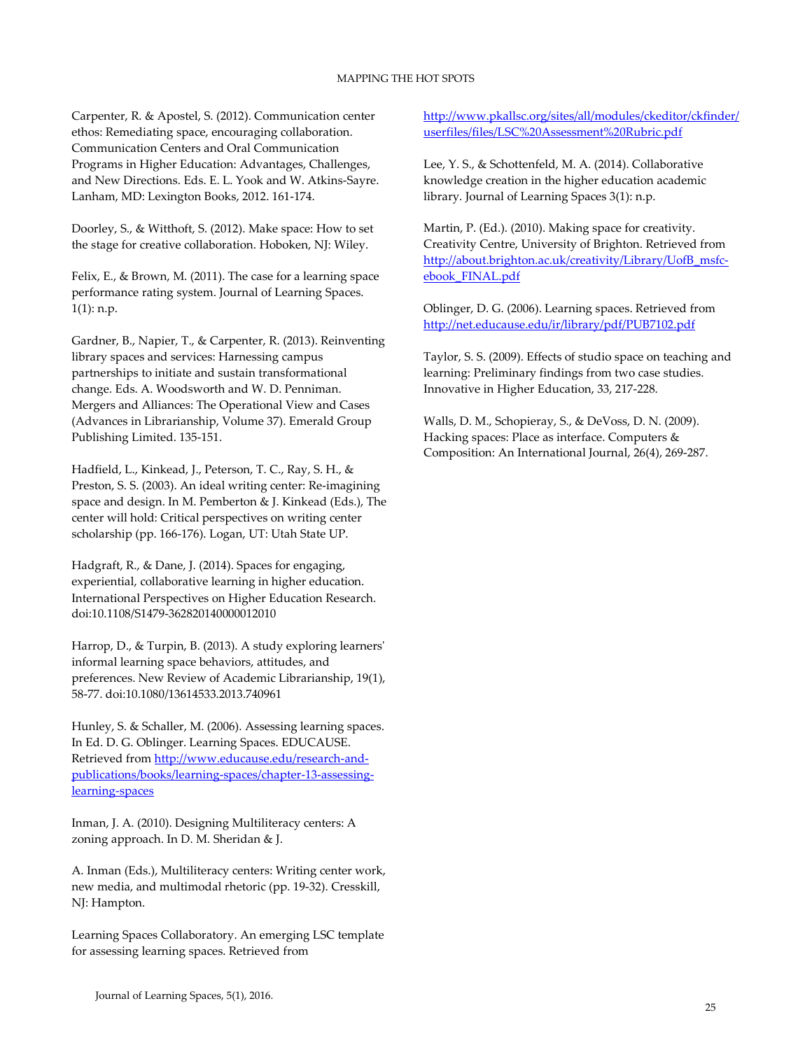Carpenter, R. & Apostel, S. (2012). Communication center ethos: Remediating space, encouraging collaboration. Communication Centers and Oral Communication Programs in Higher Education: Advantages, Challenges, and New Directions. Eds. E. L. Yook and W. Atkins-Sayre. Lanham, MD: Lexington Books, 2012. 161-174.

Doorley, S., & Witthoft, S. (2012). Make space: How to set the stage for creative collaboration. Hoboken, NJ: Wiley.

Felix, E., & Brown, M. (2011). The case for a learning space performance rating system. Journal of Learning Spaces. 1(1): n.p.

Gardner, B., Napier, T., & Carpenter, R. (2013). Reinventing library spaces and services: Harnessing campus partnerships to initiate and sustain transformational change. Eds. A. Woodsworth and W. D. Penniman. Mergers and Alliances: The Operational View and Cases (Advances in Librarianship, Volume 37). Emerald Group Publishing Limited. 135-151.

Hadfield, L., Kinkead, J., Peterson, T. C., Ray, S. H., & Preston, S. S. (2003). An ideal writing center: Re-imagining space and design. In M. Pemberton & J. Kinkead (Eds.), The center will hold: Critical perspectives on writing center scholarship (pp. 166-176). Logan, UT: Utah State UP.

Hadgraft, R., & Dane, J. (2014). Spaces for engaging, experiential, collaborative learning in higher education. International Perspectives on Higher Education Research. doi:10.1108/S1479-362820140000012010

Harrop, D., & Turpin, B. (2013). A study exploring learners' informal learning space behaviors, attitudes, and preferences. New Review of Academic Librarianship, 19(1), 58-77. doi:10.1080/13614533.2013.740961

Hunley, S. & Schaller, M. (2006). Assessing learning spaces. In Ed. D. G. Oblinger. Learning Spaces. EDUCAUSE. Retrieved from http://www.educause.edu/research-and-publications/books/learning-spaces/chapter-13-assessing-learning-spaces

Inman, J. A. (2010). Designing Multiliteracy centers: A zoning approach. In D. M. Sheridan & J.

A. Inman (Eds.), Multiliteracy centers: Writing center work, new media, and multimodal rhetoric (pp. 19-32). Cresskill, NJ: Hampton.

Learning Spaces Collaboratory. An emerging LSC template for assessing learning spaces. Retrieved from http://www.pkallsc.org/sites/all/modules/ckeditor/ckfinder/userfiles/files/LSC%20Assessment%20Rubric.pdf

Lee, Y. S., & Schottenfeld, M. A. (2014). Collaborative knowledge creation in the higher education academic library. Journal of Learning Spaces 3(1): n.p.

Martin, P. (Ed.). (2010). Making space for creativity. Creativity Centre, University of Brighton. Retrieved from http://about.brighton.ac.uk/creativity/Library/UofB_msfc-ebook_FINAL.pdf

Oblinger, D. G. (2006). Learning spaces. Retrieved from http://net.educause.edu/ir/library/pdf/PUB7102.pdf

Taylor, S. S. (2009). Effects of studio space on teaching and learning: Preliminary findings from two case studies. Innovative in Higher Education, 33, 217-228.

Walls, D. M., Schopieray, S., & DeVoss, D. N. (2009). Hacking spaces: Place as interface. Computers & Composition: An International Journal, 26(4), 269-287.